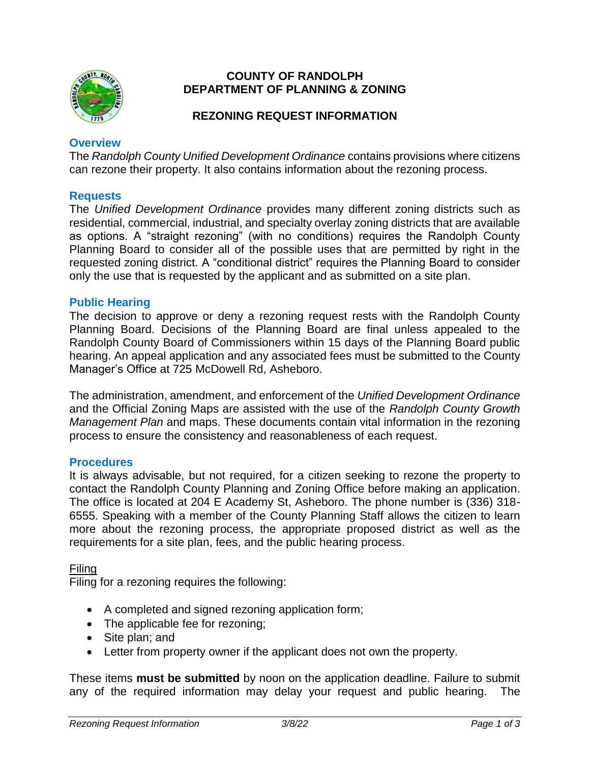# COUNTY OF RANDOLPH
# DEPARTMENT OF PLANNING & ZONING

## REZONING REQUEST INFORMATION

### Overview

The *Randolph County Unified Development Ordinance* contains provisions where citizens can rezone their property. It also contains information about the rezoning process.

### Requests

The *Unified Development Ordinance* provides many different zoning districts such as residential, commercial, industrial, and specialty overlay zoning districts that are available as options. A "straight rezoning" (with no conditions) requires the Randolph County Planning Board to consider all of the possible uses that are permitted by right in the requested zoning district. A "conditional district" requires the Planning Board to consider only the use that is requested by the applicant and as submitted on a site plan.

### Public Hearing

The decision to approve or deny a rezoning request rests with the Randolph County Planning Board. Decisions of the Planning Board are final unless appealed to the Randolph County Board of Commissioners within 15 days of the Planning Board public hearing. An appeal application and any associated fees must be submitted to the County Manager's Office at 725 McDowell Rd, Asheboro.

The administration, amendment, and enforcement of the *Unified Development Ordinance* and the Official Zoning Maps are assisted with the use of the *Randolph County Growth Management Plan* and maps. These documents contain vital information in the rezoning process to ensure the consistency and reasonableness of each request.

### Procedures

It is always advisable, but not required, for a citizen seeking to rezone the property to contact the Randolph County Planning and Zoning Office before making an application. The office is located at 204 E Academy St, Asheboro. The phone number is (336) 318-6555. Speaking with a member of the County Planning Staff allows the citizen to learn more about the rezoning process, the appropriate proposed district as well as the requirements for a site plan, fees, and the public hearing process.

<u>Filing</u>

Filing for a rezoning requires the following:

- A completed and signed rezoning application form;
- The applicable fee for rezoning;
- Site plan; and
- Letter from property owner if the applicant does not own the property.

These items **must be submitted** by noon on the application deadline. Failure to submit any of the required information may delay your request and public hearing. The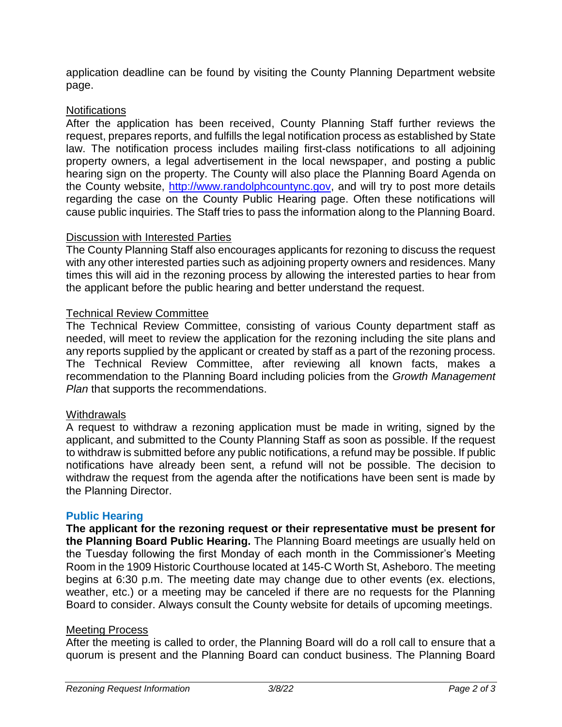application deadline can be found by visiting the County Planning Department website page.

### Notifications

After the application has been received, County Planning Staff further reviews the request, prepares reports, and fulfills the legal notification process as established by State law. The notification process includes mailing first-class notifications to all adjoining property owners, a legal advertisement in the local newspaper, and posting a public hearing sign on the property. The County will also place the Planning Board Agenda on the County website, [http://www.randolphcountync.gov](http://www.randolphcountync.gov), and will try to post more details regarding the case on the County Public Hearing page. Often these notifications will cause public inquiries. The Staff tries to pass the information along to the Planning Board.

### Discussion with Interested Parties

The County Planning Staff also encourages applicants for rezoning to discuss the request with any other interested parties such as adjoining property owners and residences. Many times this will aid in the rezoning process by allowing the interested parties to hear from the applicant before the public hearing and better understand the request.

### Technical Review Committee

The Technical Review Committee, consisting of various County department staff as needed, will meet to review the application for the rezoning including the site plans and any reports supplied by the applicant or created by staff as a part of the rezoning process. The Technical Review Committee, after reviewing all known facts, makes a recommendation to the Planning Board including policies from the *Growth Management Plan* that supports the recommendations.

### Withdrawals

A request to withdraw a rezoning application must be made in writing, signed by the applicant, and submitted to the County Planning Staff as soon as possible. If the request to withdraw is submitted before any public notifications, a refund may be possible. If public notifications have already been sent, a refund will not be possible. The decision to withdraw the request from the agenda after the notifications have been sent is made by the Planning Director.

## Public Hearing

**The applicant for the rezoning request or their representative must be present for the Planning Board Public Hearing.** The Planning Board meetings are usually held on the Tuesday following the first Monday of each month in the Commissioner's Meeting Room in the 1909 Historic Courthouse located at 145-C Worth St, Asheboro. The meeting begins at 6:30 p.m. The meeting date may change due to other events (ex. elections, weather, etc.) or a meeting may be canceled if there are no requests for the Planning Board to consider. Always consult the County website for details of upcoming meetings.

### Meeting Process

After the meeting is called to order, the Planning Board will do a roll call to ensure that a quorum is present and the Planning Board can conduct business. The Planning Board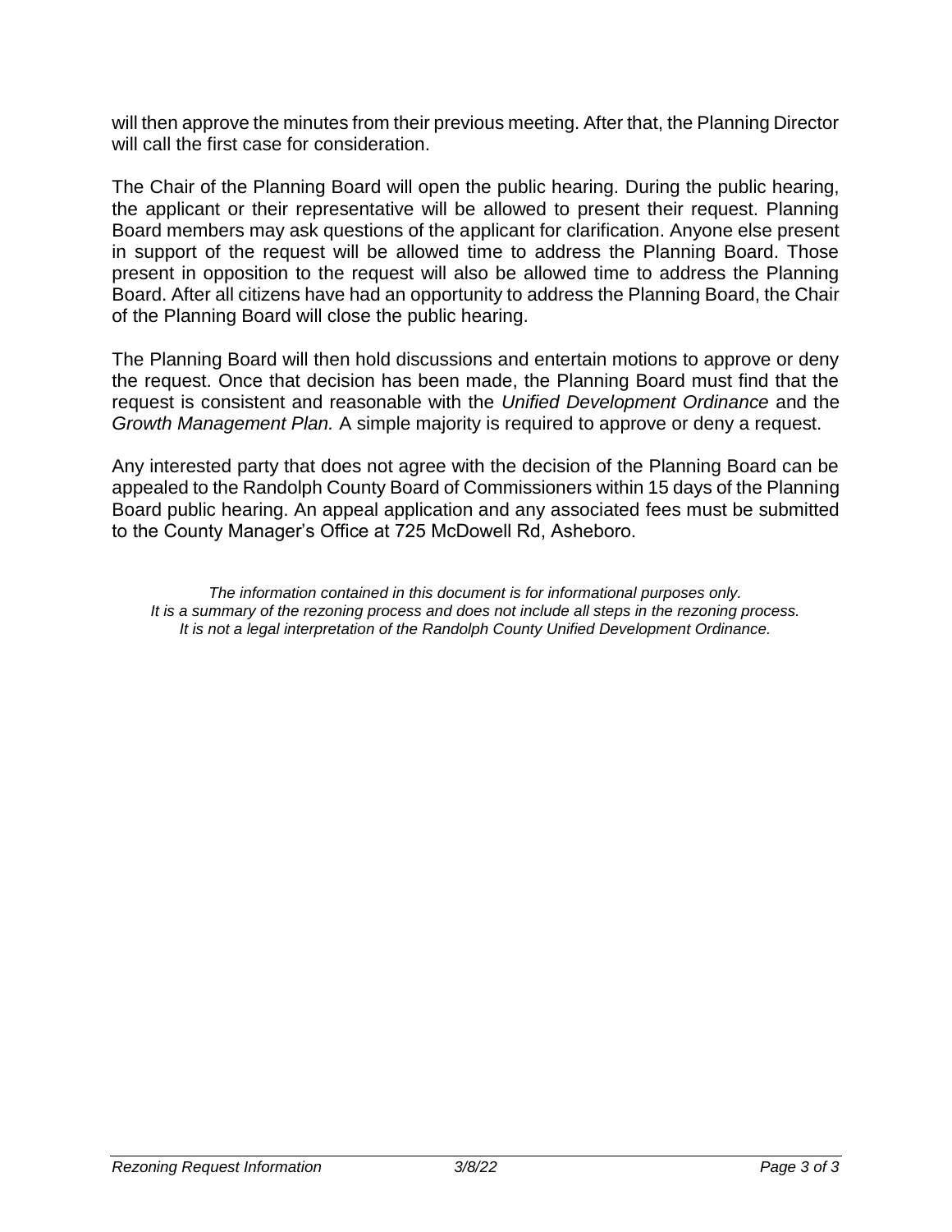will then approve the minutes from their previous meeting. After that, the Planning Director will call the first case for consideration.

The Chair of the Planning Board will open the public hearing. During the public hearing, the applicant or their representative will be allowed to present their request. Planning Board members may ask questions of the applicant for clarification. Anyone else present in support of the request will be allowed time to address the Planning Board. Those present in opposition to the request will also be allowed time to address the Planning Board. After all citizens have had an opportunity to address the Planning Board, the Chair of the Planning Board will close the public hearing.

The Planning Board will then hold discussions and entertain motions to approve or deny the request. Once that decision has been made, the Planning Board must find that the request is consistent and reasonable with the *Unified Development Ordinance* and the *Growth Management Plan.* A simple majority is required to approve or deny a request.

Any interested party that does not agree with the decision of the Planning Board can be appealed to the Randolph County Board of Commissioners within 15 days of the Planning Board public hearing. An appeal application and any associated fees must be submitted to the County Manager's Office at 725 McDowell Rd, Asheboro.

*The information contained in this document is for informational purposes only.*
*It is a summary of the rezoning process and does not include all steps in the rezoning process.*
*It is not a legal interpretation of the Randolph County Unified Development Ordinance.*